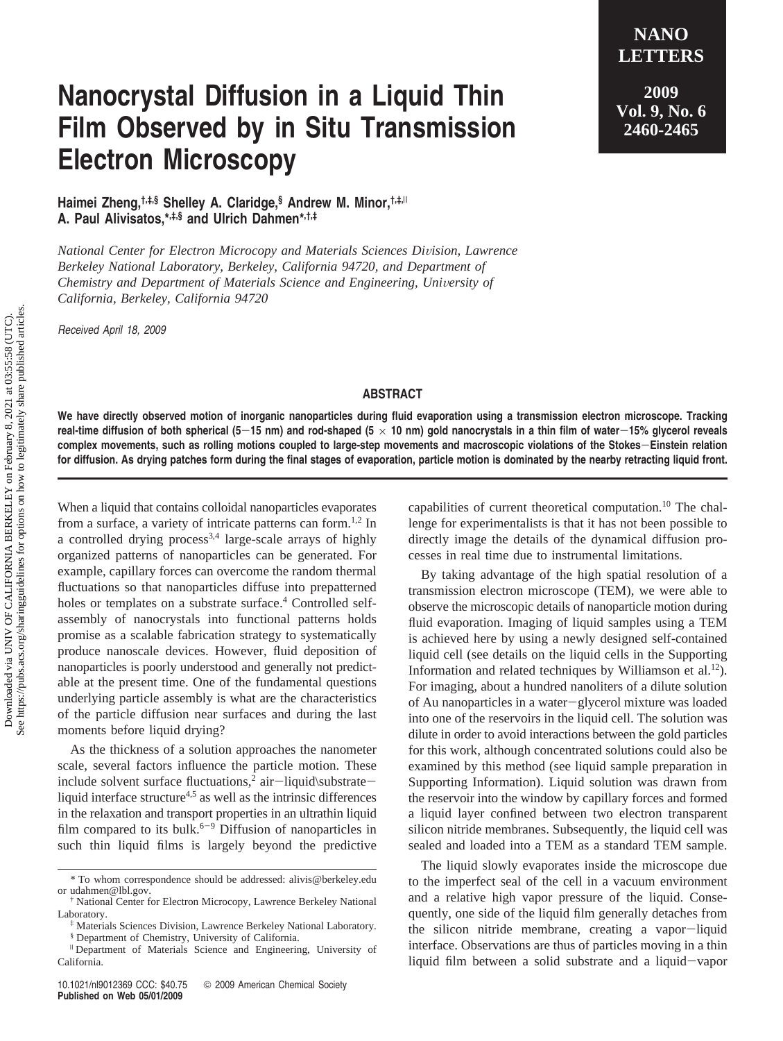# Nanocrystal Diffusion in a Liquid Thin Film Observed by in Situ Transmission Electron Microscopy

**Haimei Zheng,[†,‡,§] Shelley A. Claridge,[§] Andrew M. Minor,[†,‡,||] A. Paul Alivisatos,[*,‡,§] and Ulrich Dahmen[*,†,‡]**

*National Center for Electron Microcopy and Materials Sciences Division, Lawrence Berkeley National Laboratory, Berkeley, California 94720, and Department of Chemistry and Department of Materials Science and Engineering, University of California, Berkeley, California 94720*

*Received April 18, 2009*

## ABSTRACT

**We have directly observed motion of inorganic nanoparticles during fluid evaporation using a transmission electron microscope. Tracking real-time diffusion of both spherical (5−15 nm) and rod-shaped (5 × 10 nm) gold nanocrystals in a thin film of water−15% glycerol reveals complex movements, such as rolling motions coupled to large-step movements and macroscopic violations of the Stokes−Einstein relation for diffusion. As drying patches form during the final stages of evaporation, particle motion is dominated by the nearby retracting liquid front.**

When a liquid that contains colloidal nanoparticles evaporates from a surface, a variety of intricate patterns can form.[1,2] In a controlled drying process[3,4] large-scale arrays of highly organized patterns of nanoparticles can be generated. For example, capillary forces can overcome the random thermal fluctuations so that nanoparticles diffuse into prepatterned holes or templates on a substrate surface.[4] Controlled self-assembly of nanocrystals into functional patterns holds promise as a scalable fabrication strategy to systematically produce nanoscale devices. However, fluid deposition of nanoparticles is poorly understood and generally not predictable at the present time. One of the fundamental questions underlying particle assembly is what are the characteristics of the particle diffusion near surfaces and during the last moments before liquid drying?

As the thickness of a solution approaches the nanometer scale, several factors influence the particle motion. These include solvent surface fluctuations,[2] air−liquid\substrate−liquid interface structure[4,5] as well as the intrinsic differences in the relaxation and transport properties in an ultrathin liquid film compared to its bulk.[6−9] Diffusion of nanoparticles in such thin liquid films is largely beyond the predictive capabilities of current theoretical computation.[10] The challenge for experimentalists is that it has not been possible to directly image the details of the dynamical diffusion processes in real time due to instrumental limitations.

By taking advantage of the high spatial resolution of a transmission electron microscope (TEM), we were able to observe the microscopic details of nanoparticle motion during fluid evaporation. Imaging of liquid samples using a TEM is achieved here by using a newly designed self-contained liquid cell (see details on the liquid cells in the Supporting Information and related techniques by Williamson et al.[12]). For imaging, about a hundred nanoliters of a dilute solution of Au nanoparticles in a water−glycerol mixture was loaded into one of the reservoirs in the liquid cell. The solution was dilute in order to avoid interactions between the gold particles for this work, although concentrated solutions could also be examined by this method (see liquid sample preparation in Supporting Information). Liquid solution was drawn from the reservoir into the window by capillary forces and formed a liquid layer confined between two electron transparent silicon nitride membranes. Subsequently, the liquid cell was sealed and loaded into a TEM as a standard TEM sample.

The liquid slowly evaporates inside the microscope due to the imperfect seal of the cell in a vacuum environment and a relative high vapor pressure of the liquid. Consequently, one side of the liquid film generally detaches from the silicon nitride membrane, creating a vapor−liquid interface. Observations are thus of particles moving in a thin liquid film between a solid substrate and a liquid−vapor

* To whom correspondence should be addressed: alivis@berkeley.edu or udahmen@lbl.gov.
[†] National Center for Electron Microcopy, Lawrence Berkeley National Laboratory.
[‡] Materials Sciences Division, Lawrence Berkeley National Laboratory.
[§] Department of Chemistry, University of California.
[||] Department of Materials Science and Engineering, University of California.

10.1021/nl9012369 CCC: $40.75 © 2009 American Chemical Society
**Published on Web 05/01/2009**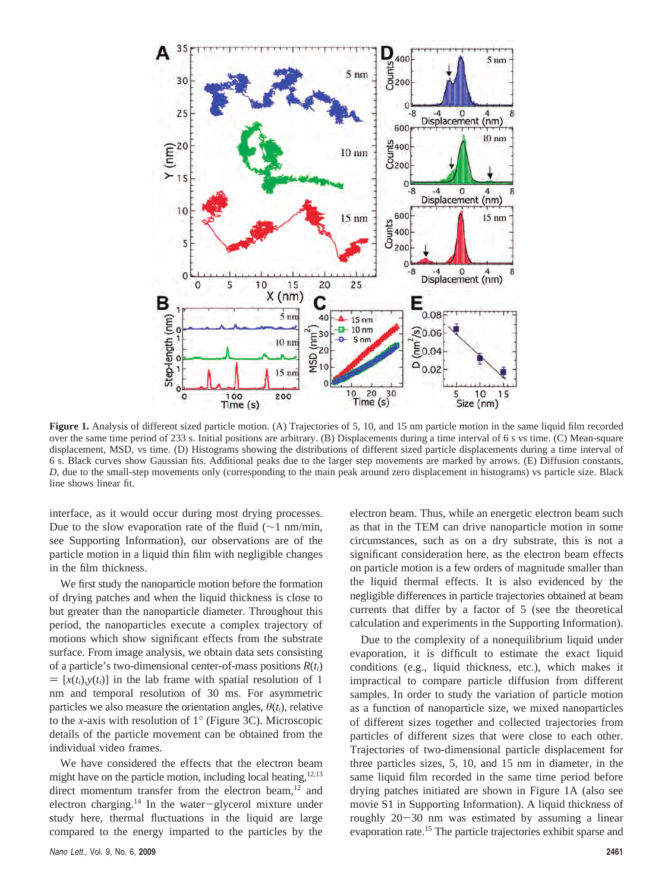**Figure 1.** Analysis of different sized particle motion. (A) Trajectories of 5, 10, and 15 nm particle motion in the same liquid film recorded over the same time period of 233 s. Initial positions are arbitrary. (B) Displacements during a time interval of 6 s vs time. (C) Mean-square displacement, MSD, vs time. (D) Histograms showing the distributions of different sized particle displacements during a time interval of 6 s. Black curves show Gaussian fits. Additional peaks due to the larger step movements are marked by arrows. (E) Diffusion constants, *D*, due to the small-step movements only (corresponding to the main peak around zero displacement in histograms) vs particle size. Black line shows linear fit.

interface, as it would occur during most drying processes. Due to the slow evaporation rate of the fluid (~1 nm/min, see Supporting Information), our observations are of the particle motion in a liquid thin film with negligible changes in the film thickness.

We first study the nanoparticle motion before the formation of drying patches and when the liquid thickness is close to but greater than the nanoparticle diameter. Throughout this period, the nanoparticles execute a complex trajectory of motions which show significant effects from the substrate surface. From image analysis, we obtain data sets consisting of a particle's two-dimensional center-of-mass positions $R(t_i) = [x(t_i),y(t_i)]$ in the lab frame with spatial resolution of 1 nm and temporal resolution of 30 ms. For asymmetric particles we also measure the orientation angles, $\theta(t_i)$, relative to the *x*-axis with resolution of 1° (Figure 3C). Microscopic details of the particle movement can be obtained from the individual video frames.

We have considered the effects that the electron beam might have on the particle motion, including local heating,[12,13] direct momentum transfer from the electron beam,[12] and electron charging.[14] In the water−glycerol mixture under study here, thermal fluctuations in the liquid are large compared to the energy imparted to the particles by the electron beam. Thus, while an energetic electron beam such as that in the TEM can drive nanoparticle motion in some circumstances, such as on a dry substrate, this is not a significant consideration here, as the electron beam effects on particle motion is a few orders of magnitude smaller than the liquid thermal effects. It is also evidenced by the negligible differences in particle trajectories obtained at beam currents that differ by a factor of 5 (see the theoretical calculation and experiments in the Supporting Information).

Due to the complexity of a nonequilibrium liquid under evaporation, it is difficult to estimate the exact liquid conditions (e.g., liquid thickness, etc.), which makes it impractical to compare particle diffusion from different samples. In order to study the variation of particle motion as a function of nanoparticle size, we mixed nanoparticles of different sizes together and collected trajectories from particles of different sizes that were close to each other. Trajectories of two-dimensional particle displacement for three particles sizes, 5, 10, and 15 nm in diameter, in the same liquid film recorded in the same time period before drying patches initiated are shown in Figure 1A (also see movie S1 in Supporting Information). A liquid thickness of roughly 20−30 nm was estimated by assuming a linear evaporation rate.[15] The particle trajectories exhibit sparse and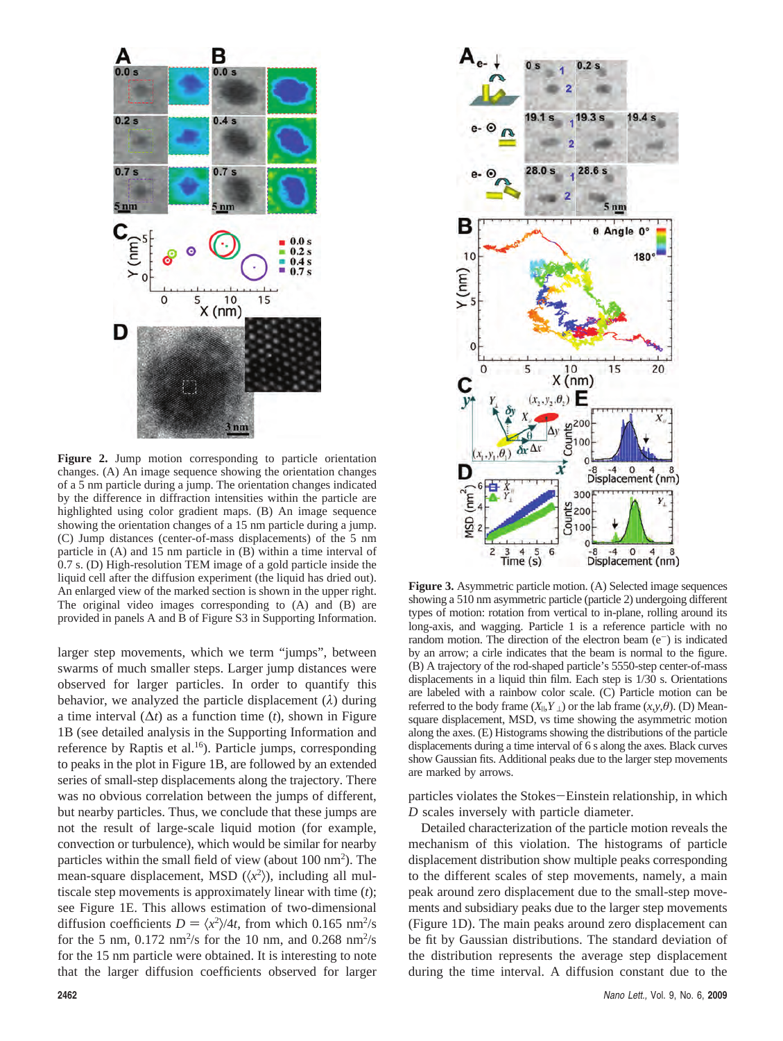**Figure 2.** Jump motion corresponding to particle orientation changes. (A) An image sequence showing the orientation changes of a 5 nm particle during a jump. The orientation changes indicated by the difference in diffraction intensities within the particle are highlighted using color gradient maps. (B) An image sequence showing the orientation changes of a 15 nm particle during a jump. (C) Jump distances (center-of-mass displacements) of the 5 nm particle in (A) and 15 nm particle in (B) within a time interval of 0.7 s. (D) High-resolution TEM image of a gold particle inside the liquid cell after the diffusion experiment (the liquid has dried out). An enlarged view of the marked section is shown in the upper right. The original video images corresponding to (A) and (B) are provided in panels A and B of Figure S3 in Supporting Information.

larger step movements, which we term "jumps", between swarms of much smaller steps. Larger jump distances were observed for larger particles. In order to quantify this behavior, we analyzed the particle displacement ($\lambda$) during a time interval ($\Delta t$) as a function time ($t$), shown in Figure 1B (see detailed analysis in the Supporting Information and reference by Raptis et al.[16]). Particle jumps, corresponding to peaks in the plot in Figure 1B, are followed by an extended series of small-step displacements along the trajectory. There was no obvious correlation between the jumps of different, but nearby particles. Thus, we conclude that these jumps are not the result of large-scale liquid motion (for example, convection or turbulence), which would be similar for nearby particles within the small field of view (about 100 nm$^2$). The mean-square displacement, MSD ($\langle x^2 \rangle$), including all multiscale step movements is approximately linear with time ($t$); see Figure 1E. This allows estimation of two-dimensional diffusion coefficients $D = \langle x^2 \rangle/4t$, from which 0.165 nm$^2$/s for the 5 nm, 0.172 nm$^2$/s for the 10 nm, and 0.268 nm$^2$/s for the 15 nm particle were obtained. It is interesting to note that the larger diffusion coefficients observed for larger particles violates the Stokes–Einstein relationship, in which $D$ scales inversely with particle diameter.

**Figure 3.** Asymmetric particle motion. (A) Selected image sequences showing a 510 nm asymmetric particle (particle 2) undergoing different types of motion: rotation from vertical to in-plane, rolling around its long-axis, and wagging. Particle 1 is a reference particle with no random motion. The direction of the electron beam (e$^-$) is indicated by an arrow; a cirle indicates that the beam is normal to the figure. (B) A trajectory of the rod-shaped particle's 5550-step center-of-mass displacements in a liquid thin film. Each step is 1/30 s. Orientations are labeled with a rainbow color scale. (C) Particle motion can be referred to the body frame ($X_{\|}, Y_{\perp}$) or the lab frame ($x, y, \theta$). (D) Mean-square displacement, MSD, vs time showing the asymmetric motion along the axes. (E) Histograms showing the distributions of the particle displacements during a time interval of 6 s along the axes. Black curves show Gaussian fits. Additional peaks due to the larger step movements are marked by arrows.

Detailed characterization of the particle motion reveals the mechanism of this violation. The histograms of particle displacement distribution show multiple peaks corresponding to the different scales of step movements, namely, a main peak around zero displacement due to the small-step movements and subsidiary peaks due to the larger step movements (Figure 1D). The main peaks around zero displacement can be fit by Gaussian distributions. The standard deviation of the distribution represents the average step displacement during the time interval. A diffusion constant due to the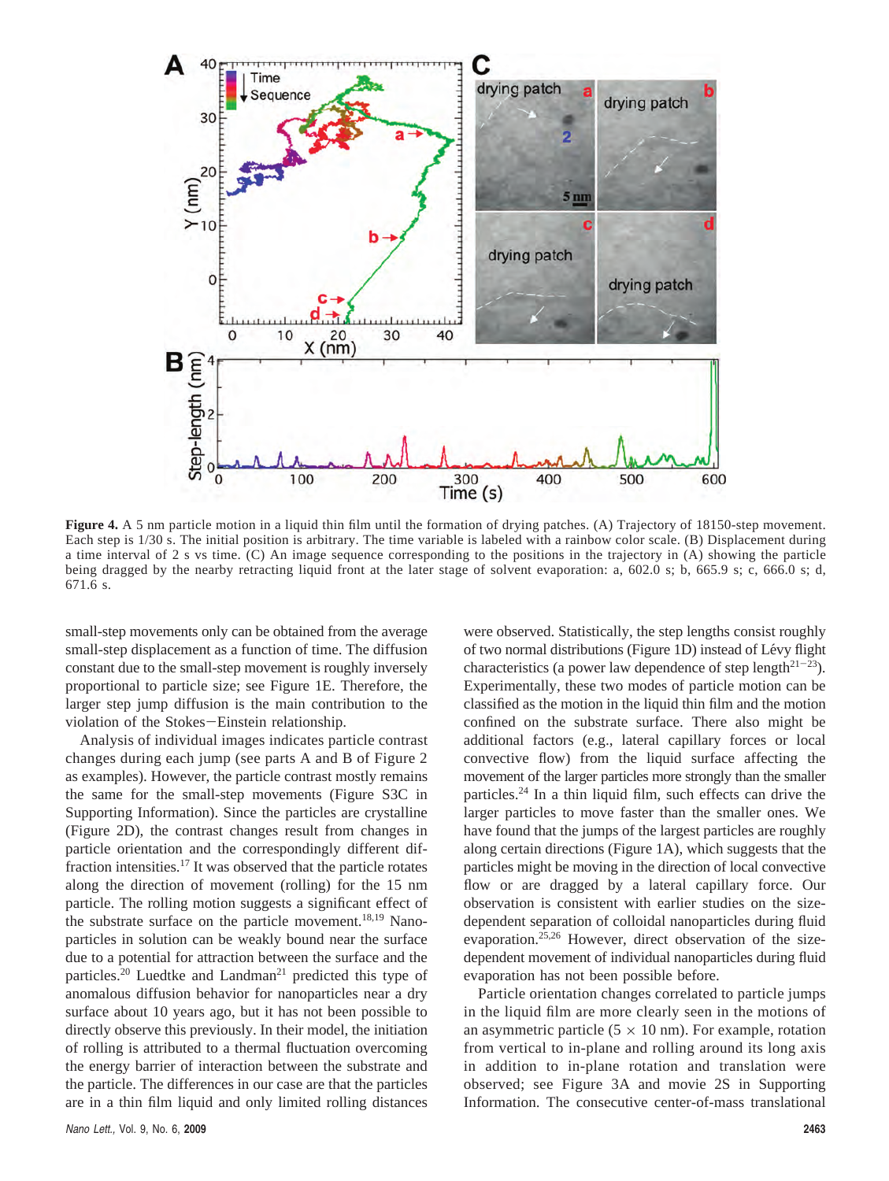**Figure 4.** A 5 nm particle motion in a liquid thin film until the formation of drying patches. (A) Trajectory of 18150-step movement. Each step is 1/30 s. The initial position is arbitrary. The time variable is labeled with a rainbow color scale. (B) Displacement during a time interval of 2 s vs time. (C) An image sequence corresponding to the positions in the trajectory in (A) showing the particle being dragged by the nearby retracting liquid front at the later stage of solvent evaporation: a, 602.0 s; b, 665.9 s; c, 666.0 s; d, 671.6 s.

small-step movements only can be obtained from the average small-step displacement as a function of time. The diffusion constant due to the small-step movement is roughly inversely proportional to particle size; see Figure 1E. Therefore, the larger step jump diffusion is the main contribution to the violation of the Stokes−Einstein relationship.

Analysis of individual images indicates particle contrast changes during each jump (see parts A and B of Figure 2 as examples). However, the particle contrast mostly remains the same for the small-step movements (Figure S3C in Supporting Information). Since the particles are crystalline (Figure 2D), the contrast changes result from changes in particle orientation and the correspondingly different diffraction intensities.[17] It was observed that the particle rotates along the direction of movement (rolling) for the 15 nm particle. The rolling motion suggests a significant effect of the substrate surface on the particle movement.[18,19] Nanoparticles in solution can be weakly bound near the surface due to a potential for attraction between the surface and the particles.[20] Luedtke and Landman[21] predicted this type of anomalous diffusion behavior for nanoparticles near a dry surface about 10 years ago, but it has not been possible to directly observe this previously. In their model, the initiation of rolling is attributed to a thermal fluctuation overcoming the energy barrier of interaction between the substrate and the particle. The differences in our case are that the particles are in a thin film liquid and only limited rolling distances were observed. Statistically, the step lengths consist roughly of two normal distributions (Figure 1D) instead of Lévy flight characteristics (a power law dependence of step length[21−23]). Experimentally, these two modes of particle motion can be classified as the motion in the liquid thin film and the motion confined on the substrate surface. There also might be additional factors (e.g., lateral capillary forces or local convective flow) from the liquid surface affecting the movement of the larger particles more strongly than the smaller particles.[24] In a thin liquid film, such effects can drive the larger particles to move faster than the smaller ones. We have found that the jumps of the largest particles are roughly along certain directions (Figure 1A), which suggests that the particles might be moving in the direction of local convective flow or are dragged by a lateral capillary force. Our observation is consistent with earlier studies on the size-dependent separation of colloidal nanoparticles during fluid evaporation.[25,26] However, direct observation of the size-dependent movement of individual nanoparticles during fluid evaporation has not been possible before.

Particle orientation changes correlated to particle jumps in the liquid film are more clearly seen in the motions of an asymmetric particle (5 × 10 nm). For example, rotation from vertical to in-plane and rolling around its long axis in addition to in-plane rotation and translation were observed; see Figure 3A and movie 2S in Supporting Information. The consecutive center-of-mass translational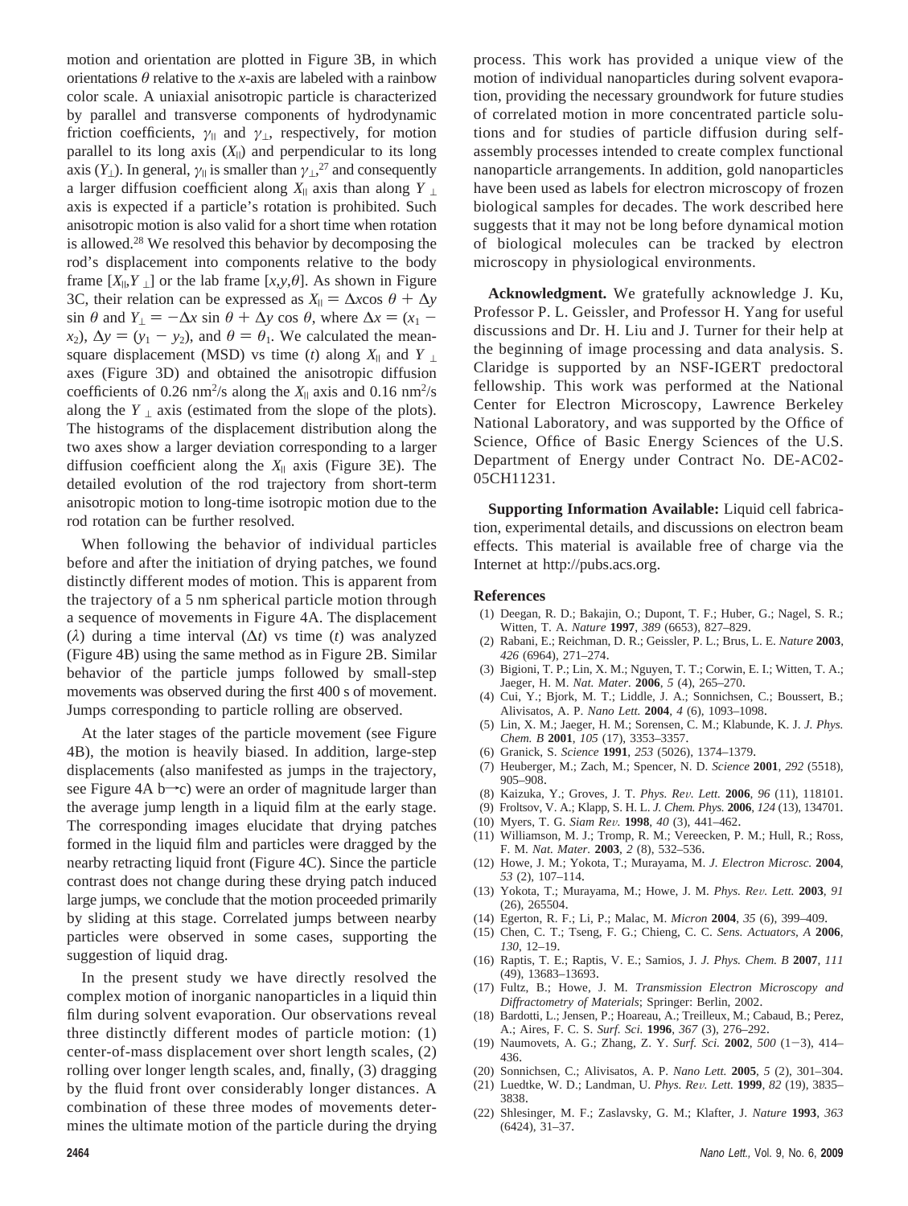motion and orientation are plotted in Figure 3B, in which orientations $\theta$ relative to the $x$-axis are labeled with a rainbow color scale. A uniaxial anisotropic particle is characterized by parallel and transverse components of hydrodynamic friction coefficients, $\gamma_{\parallel}$ and $\gamma_{\perp}$, respectively, for motion parallel to its long axis ($X_{\parallel}$) and perpendicular to its long axis ($Y_{\perp}$). In general, $\gamma_{\parallel}$ is smaller than $\gamma_{\perp}$,[27] and consequently a larger diffusion coefficient along $X_{\parallel}$ axis than along $Y_{\perp}$ axis is expected if a particle's rotation is prohibited. Such anisotropic motion is also valid for a short time when rotation is allowed.[28] We resolved this behavior by decomposing the rod's displacement into components relative to the body frame $[X_{\parallel},Y_{\perp}]$ or the lab frame $[x,y,\theta]$. As shown in Figure 3C, their relation can be expressed as $X_{\parallel} = \Delta x \cos \theta + \Delta y \sin \theta$ and $Y_{\perp} = -\Delta x \sin \theta + \Delta y \cos \theta$, where $\Delta x = (x_1 - x_2)$, $\Delta y = (y_1 - y_2)$, and $\theta = \theta_1$. We calculated the mean-square displacement (MSD) vs time ($t$) along $X_{\parallel}$ and $Y_{\perp}$ axes (Figure 3D) and obtained the anisotropic diffusion coefficients of 0.26 $nm^2/s$ along the $X_{\parallel}$ axis and 0.16 $nm^2/s$ along the $Y_{\perp}$ axis (estimated from the slope of the plots). The histograms of the displacement distribution along the two axes show a larger deviation corresponding to a larger diffusion coefficient along the $X_{\parallel}$ axis (Figure 3E). The detailed evolution of the rod trajectory from short-term anisotropic motion to long-time isotropic motion due to the rod rotation can be further resolved.

When following the behavior of individual particles before and after the initiation of drying patches, we found distinctly different modes of motion. This is apparent from the trajectory of a 5 nm spherical particle motion through a sequence of movements in Figure 4A. The displacement ($\lambda$) during a time interval ($\Delta t$) vs time ($t$) was analyzed (Figure 4B) using the same method as in Figure 2B. Similar behavior of the particle jumps followed by small-step movements was observed during the first 400 s of movement. Jumps corresponding to particle rolling are observed.

At the later stages of the particle movement (see Figure 4B), the motion is heavily biased. In addition, large-step displacements (also manifested as jumps in the trajectory, see Figure 4A b→c) were an order of magnitude larger than the average jump length in a liquid film at the early stage. The corresponding images elucidate that drying patches formed in the liquid film and particles were dragged by the nearby retracting liquid front (Figure 4C). Since the particle contrast does not change during these drying patch induced large jumps, we conclude that the motion proceeded primarily by sliding at this stage. Correlated jumps between nearby particles were observed in some cases, supporting the suggestion of liquid drag.

In the present study we have directly resolved the complex motion of inorganic nanoparticles in a liquid thin film during solvent evaporation. Our observations reveal three distinctly different modes of particle motion: (1) center-of-mass displacement over short length scales, (2) rolling over longer length scales, and, finally, (3) dragging by the fluid front over considerably longer distances. A combination of these three modes of movements determines the ultimate motion of the particle during the drying process. This work has provided a unique view of the motion of individual nanoparticles during solvent evaporation, providing the necessary groundwork for future studies of correlated motion in more concentrated particle solutions and for studies of particle diffusion during self-assembly processes intended to create complex functional nanoparticle arrangements. In addition, gold nanoparticles have been used as labels for electron microscopy of frozen biological samples for decades. The work described here suggests that it may not be long before dynamical motion of biological molecules can be tracked by electron microscopy in physiological environments.

**Acknowledgment.** We gratefully acknowledge J. Ku, Professor P. L. Geissler, and Professor H. Yang for useful discussions and Dr. H. Liu and J. Turner for their help at the beginning of image processing and data analysis. S. Claridge is supported by an NSF-IGERT predoctoral fellowship. This work was performed at the National Center for Electron Microscopy, Lawrence Berkeley National Laboratory, and was supported by the Office of Science, Office of Basic Energy Sciences of the U.S. Department of Energy under Contract No. DE-AC02-05CH11231.

**Supporting Information Available:** Liquid cell fabrication, experimental details, and discussions on electron beam effects. This material is available free of charge via the Internet at http://pubs.acs.org.

## References

(1) Deegan, R. D.; Bakajin, O.; Dupont, T. F.; Huber, G.; Nagel, S. R.; Witten, T. A. *Nature* **1997**, *389* (6653), 827–829.
(2) Rabani, E.; Reichman, D. R.; Geissler, P. L.; Brus, L. E. *Nature* **2003**, *426* (6964), 271–274.
(3) Bigioni, T. P.; Lin, X. M.; Nguyen, T. T.; Corwin, E. I.; Witten, T. A.; Jaeger, H. M. *Nat. Mater.* **2006**, *5* (4), 265–270.
(4) Cui, Y.; Bjork, M. T.; Liddle, J. A.; Sonnichsen, C.; Boussert, B.; Alivisatos, A. P. *Nano Lett.* **2004**, *4* (6), 1093–1098.
(5) Lin, X. M.; Jaeger, H. M.; Sorensen, C. M.; Klabunde, K. J. *J. Phys. Chem. B* **2001**, *105* (17), 3353–3357.
(6) Granick, S. *Science* **1991**, *253* (5026), 1374–1379.
(7) Heuberger, M.; Zach, M.; Spencer, N. D. *Science* **2001**, *292* (5518), 905–908.
(8) Kaizuka, Y.; Groves, J. T. *Phys. Rev. Lett.* **2006**, *96* (11), 118101.
(9) Froltsov, V. A.; Klapp, S. H. L. *J. Chem. Phys.* **2006**, *124* (13), 134701.
(10) Myers, T. G. *Siam Rev.* **1998**, *40* (3), 441–462.
(11) Williamson, M. J.; Tromp, R. M.; Vereecken, P. M.; Hull, R.; Ross, F. M. *Nat. Mater.* **2003**, *2* (8), 532–536.
(12) Howe, J. M.; Yokota, T.; Murayama, M. *J. Electron Microsc.* **2004**, *53* (2), 107–114.
(13) Yokota, T.; Murayama, M.; Howe, J. M. *Phys. Rev. Lett.* **2003**, *91* (26), 265504.
(14) Egerton, R. F.; Li, P.; Malac, M. *Micron* **2004**, *35* (6), 399–409.
(15) Chen, C. T.; Tseng, F. G.; Chieng, C. C. *Sens. Actuators, A* **2006**, *130*, 12–19.
(16) Raptis, T. E.; Raptis, V. E.; Samios, J. *J. Phys. Chem. B* **2007**, *111* (49), 13683–13693.
(17) Fultz, B.; Howe, J. M. *Transmission Electron Microscopy and Diffractometry of Materials*; Springer: Berlin, 2002.
(18) Bardotti, L.; Jensen, P.; Hoareau, A.; Treilleux, M.; Cabaud, B.; Perez, A.; Aires, F. C. S. *Surf. Sci.* **1996**, *367* (3), 276–292.
(19) Naumovets, A. G.; Zhang, Z. Y. *Surf. Sci.* **2002**, *500* (1–3), 414–436.
(20) Sonnichsen, C.; Alivisatos, A. P. *Nano Lett.* **2005**, *5* (2), 301–304.
(21) Luedtke, W. D.; Landman, U. *Phys. Rev. Lett.* **1999**, *82* (19), 3835–3838.
(22) Shlesinger, M. F.; Zaslavsky, G. M.; Klafter, J. *Nature* **1993**, *363* (6424), 31–37.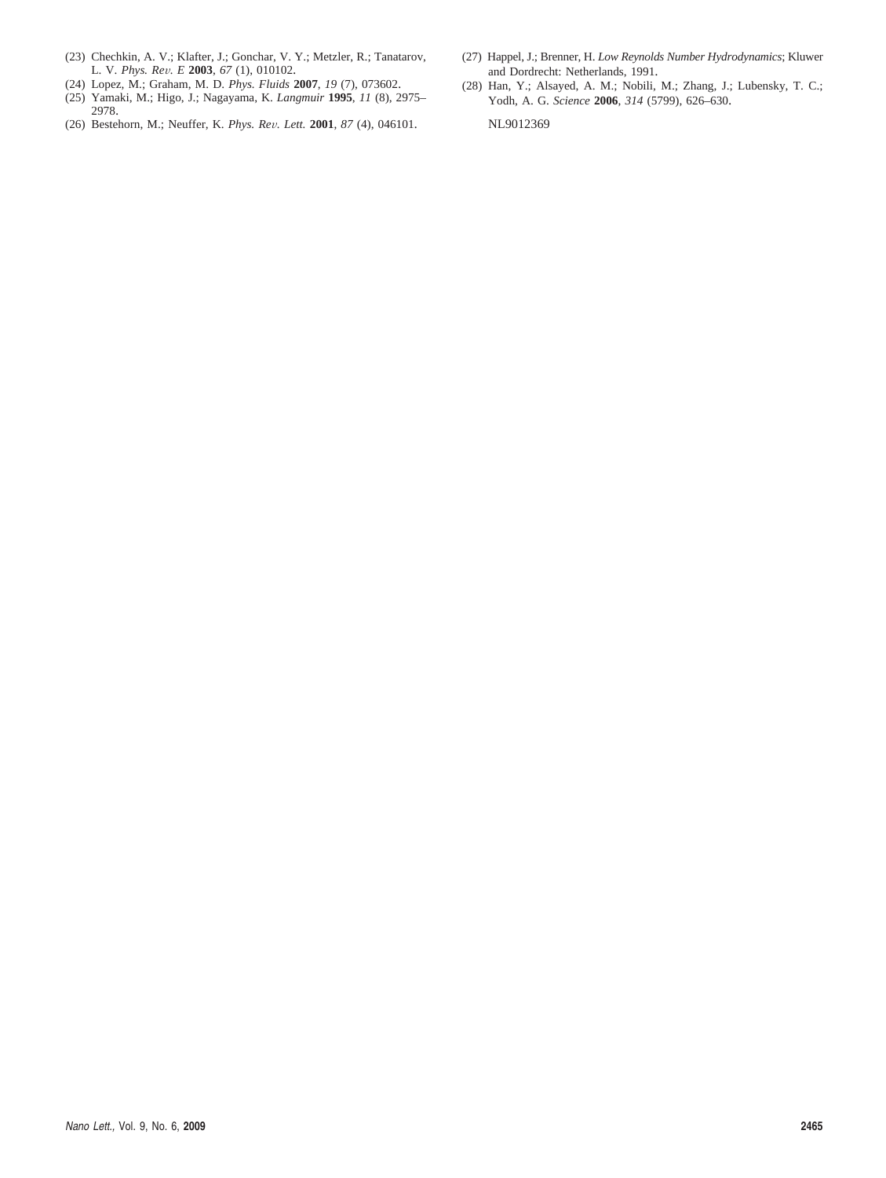(23) Chechkin, A. V.; Klafter, J.; Gonchar, V. Y.; Metzler, R.; Tanatarov, L. V. *Phys. Rev. E* **2003**, *67* (1), 010102.

(24) Lopez, M.; Graham, M. D. *Phys. Fluids* **2007**, *19* (7), 073602.

(25) Yamaki, M.; Higo, J.; Nagayama, K. *Langmuir* **1995**, *11* (8), 2975–2978.

(26) Bestehorn, M.; Neuffer, K. *Phys. Rev. Lett.* **2001**, *87* (4), 046101.

(27) Happel, J.; Brenner, H. *Low Reynolds Number Hydrodynamics*; Kluwer and Dordrecht: Netherlands, 1991.

(28) Han, Y.; Alsayed, A. M.; Nobili, M.; Zhang, J.; Lubensky, T. C.; Yodh, A. G. *Science* **2006**, *314* (5799), 626–630.

NL9012369